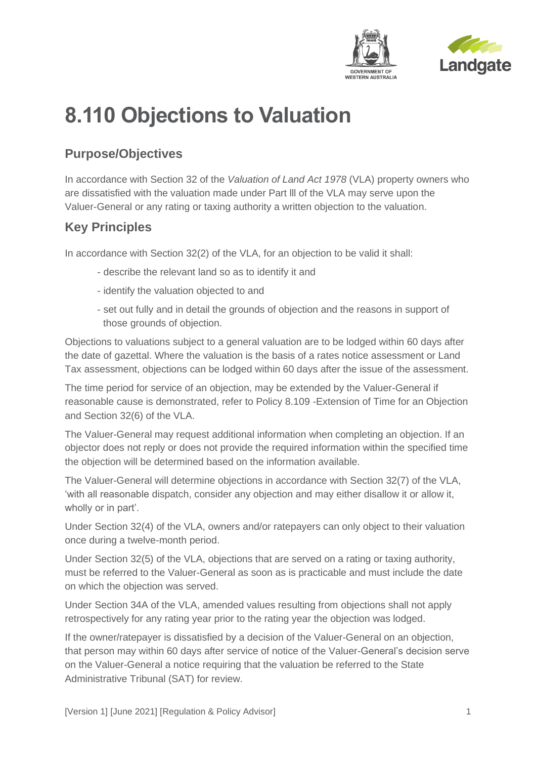# 8.110 Objections to Valuation

## Purpose/Objectives

In accordance with Section 32 of the *Valuation of Land Act 1978* (VLA) property owners who are dissatisfied with the valuation made under Part lll of the VLA may serve upon the Valuer-General or any rating or taxing authority a written objection to the valuation.

## Key Principles

In accordance with Section 32(2) of the VLA, for an objection to be valid it shall:

- describe the relevant land so as to identify it and
- identify the valuation objected to and
- set out fully and in detail the grounds of objection and the reasons in support of those grounds of objection.

Objections to valuations subject to a general valuation are to be lodged within 60 days after the date of gazettal. Where the valuation is the basis of a rates notice assessment or Land Tax assessment, objections can be lodged within 60 days after the issue of the assessment.

The time period for service of an objection, may be extended by the Valuer-General if reasonable cause is demonstrated, refer to Policy 8.109 -Extension of Time for an Objection and Section 32(6) of the VLA.

The Valuer-General may request additional information when completing an objection. If an objector does not reply or does not provide the required information within the specified time the objection will be determined based on the information available.

The Valuer-General will determine objections in accordance with Section 32(7) of the VLA, 'with all reasonable dispatch, consider any objection and may either disallow it or allow it, wholly or in part'.

Under Section 32(4) of the VLA, owners and/or ratepayers can only object to their valuation once during a twelve-month period.

Under Section 32(5) of the VLA, objections that are served on a rating or taxing authority, must be referred to the Valuer-General as soon as is practicable and must include the date on which the objection was served.

Under Section 34A of the VLA, amended values resulting from objections shall not apply retrospectively for any rating year prior to the rating year the objection was lodged.

If the owner/ratepayer is dissatisfied by a decision of the Valuer-General on an objection, that person may within 60 days after service of notice of the Valuer-General's decision serve on the Valuer-General a notice requiring that the valuation be referred to the State Administrative Tribunal (SAT) for review.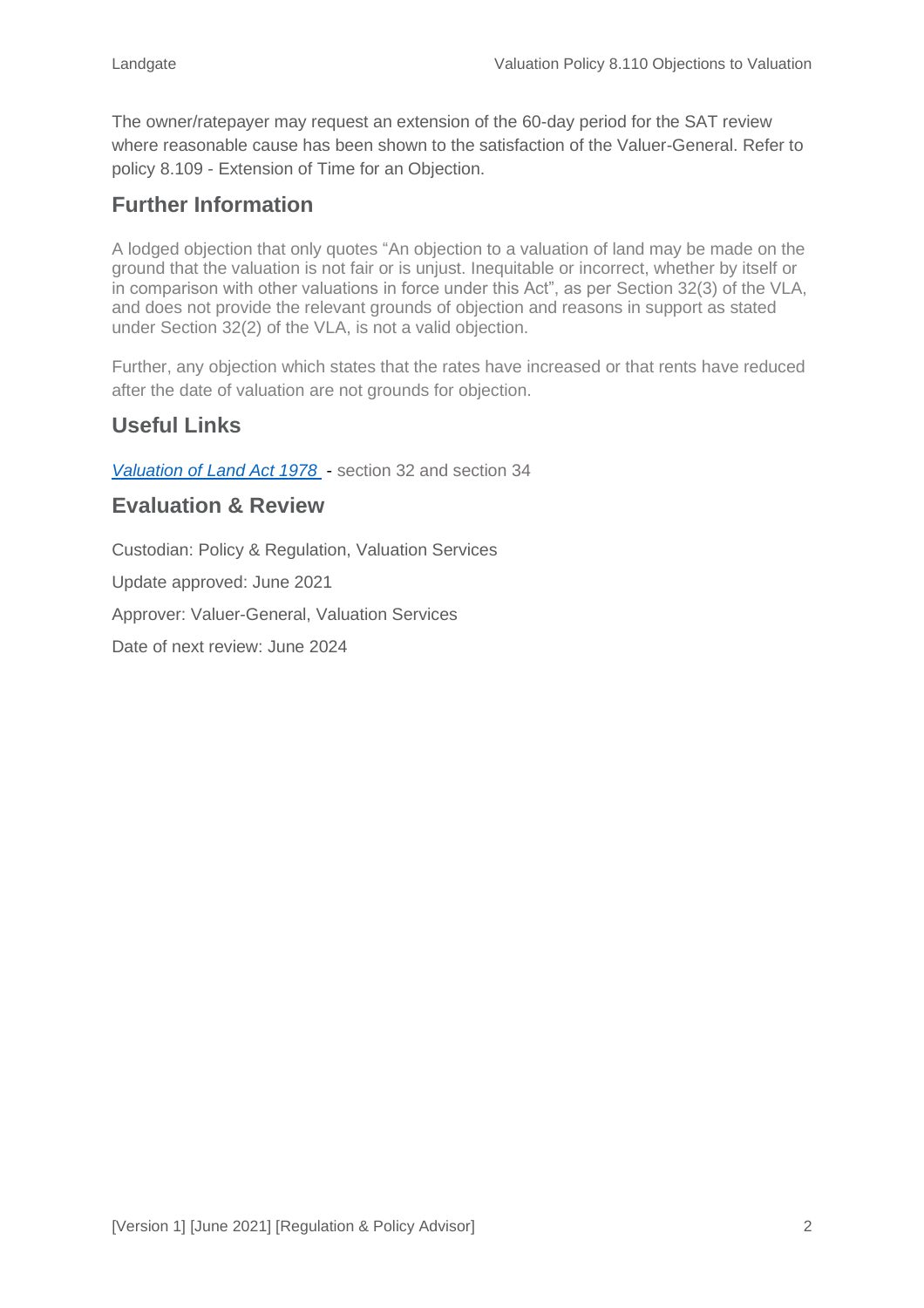The owner/ratepayer may request an extension of the 60-day period for the SAT review where reasonable cause has been shown to the satisfaction of the Valuer-General. Refer to policy 8.109 - Extension of Time for an Objection.

## Further Information

A lodged objection that only quotes "An objection to a valuation of land may be made on the ground that the valuation is not fair or is unjust. Inequitable or incorrect, whether by itself or in comparison with other valuations in force under this Act", as per Section 32(3) of the VLA, and does not provide the relevant grounds of objection and reasons in support as stated under Section 32(2) of the VLA, is not a valid objection.

Further, any objection which states that the rates have increased or that rents have reduced after the date of valuation are not grounds for objection.

## Useful Links

*Valuation of Land Act 1978* - section 32 and section 34

## Evaluation & Review

Custodian: Policy & Regulation, Valuation Services

Update approved: June 2021

Approver: Valuer-General, Valuation Services

Date of next review: June 2024